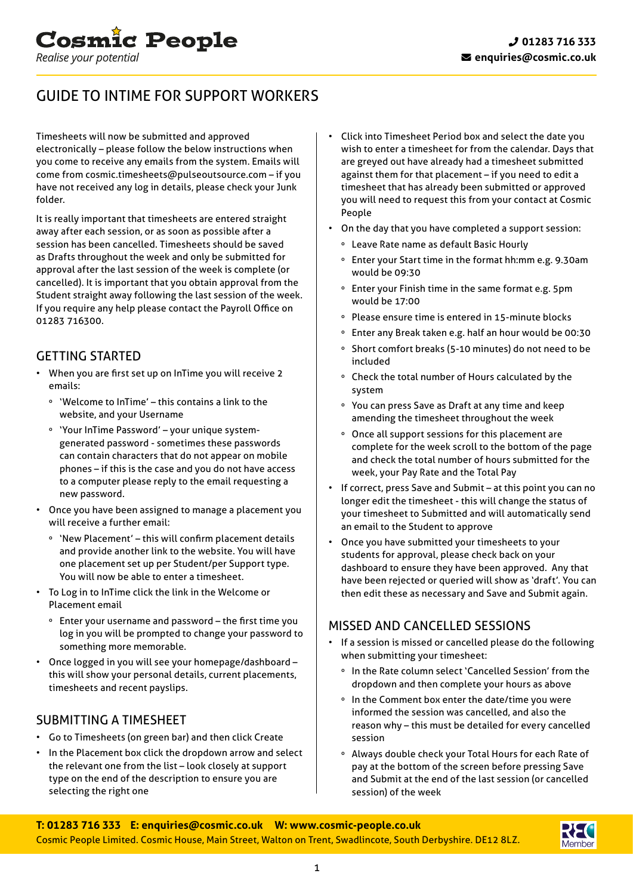# Cosmic People

*Realise your potential*

01283 716 333
enquiries@cosmic.co.uk

## GUIDE TO INTIME FOR SUPPORT WORKERS

Timesheets will now be submitted and approved electronically – please follow the below instructions when you come to receive any emails from the system. Emails will come from cosmic.timesheets@pulseoutsource.com – if you have not received any log in details, please check your Junk folder.

It is really important that timesheets are entered straight away after each session, or as soon as possible after a session has been cancelled. Timesheets should be saved as Drafts throughout the week and only be submitted for approval after the last session of the week is complete (or cancelled). It is important that you obtain approval from the Student straight away following the last session of the week. If you require any help please contact the Payroll Office on 01283 716300.

### GETTING STARTED

- When you are first set up on InTime you will receive 2 emails:
  - 'Welcome to InTime' – this contains a link to the website, and your Username
  - 'Your InTime Password' – your unique system-generated password - sometimes these passwords can contain characters that do not appear on mobile phones – if this is the case and you do not have access to a computer please reply to the email requesting a new password.
- Once you have been assigned to manage a placement you will receive a further email:
  - 'New Placement' – this will confirm placement details and provide another link to the website. You will have one placement set up per Student/per Support type. You will now be able to enter a timesheet.
- To Log in to InTime click the link in the Welcome or Placement email
  - Enter your username and password – the first time you log in you will be prompted to change your password to something more memorable.
- Once logged in you will see your homepage/dashboard – this will show your personal details, current placements, timesheets and recent payslips.

### SUBMITTING A TIMESHEET

- Go to Timesheets (on green bar) and then click Create
- In the Placement box click the dropdown arrow and select the relevant one from the list – look closely at support type on the end of the description to ensure you are selecting the right one
- Click into Timesheet Period box and select the date you wish to enter a timesheet for from the calendar. Days that are greyed out have already had a timesheet submitted against them for that placement – if you need to edit a timesheet that has already been submitted or approved you will need to request this from your contact at Cosmic People
- On the day that you have completed a support session:
  - Leave Rate name as default Basic Hourly
  - Enter your Start time in the format hh:mm e.g. 9.30am would be 09:30
  - Enter your Finish time in the same format e.g. 5pm would be 17:00
  - Please ensure time is entered in 15-minute blocks
  - Enter any Break taken e.g. half an hour would be 00:30
  - Short comfort breaks (5-10 minutes) do not need to be included
  - Check the total number of Hours calculated by the system
  - You can press Save as Draft at any time and keep amending the timesheet throughout the week
  - Once all support sessions for this placement are complete for the week scroll to the bottom of the page and check the total number of hours submitted for the week, your Pay Rate and the Total Pay
- If correct, press Save and Submit – at this point you can no longer edit the timesheet - this will change the status of your timesheet to Submitted and will automatically send an email to the Student to approve
- Once you have submitted your timesheets to your students for approval, please check back on your dashboard to ensure they have been approved. Any that have been rejected or queried will show as 'draft'. You can then edit these as necessary and Save and Submit again.

### MISSED AND CANCELLED SESSIONS

- If a session is missed or cancelled please do the following when submitting your timesheet:
  - In the Rate column select 'Cancelled Session' from the dropdown and then complete your hours as above
  - In the Comment box enter the date/time you were informed the session was cancelled, and also the reason why – this must be detailed for every cancelled session
  - Always double check your Total Hours for each Rate of pay at the bottom of the screen before pressing Save and Submit at the end of the last session (or cancelled session) of the week

**T: 01283 716 333 E: enquiries@cosmic.co.uk W: www.cosmic-people.co.uk**
Cosmic People Limited. Cosmic House, Main Street, Walton on Trent, Swadlincote, South Derbyshire. DE12 8LZ.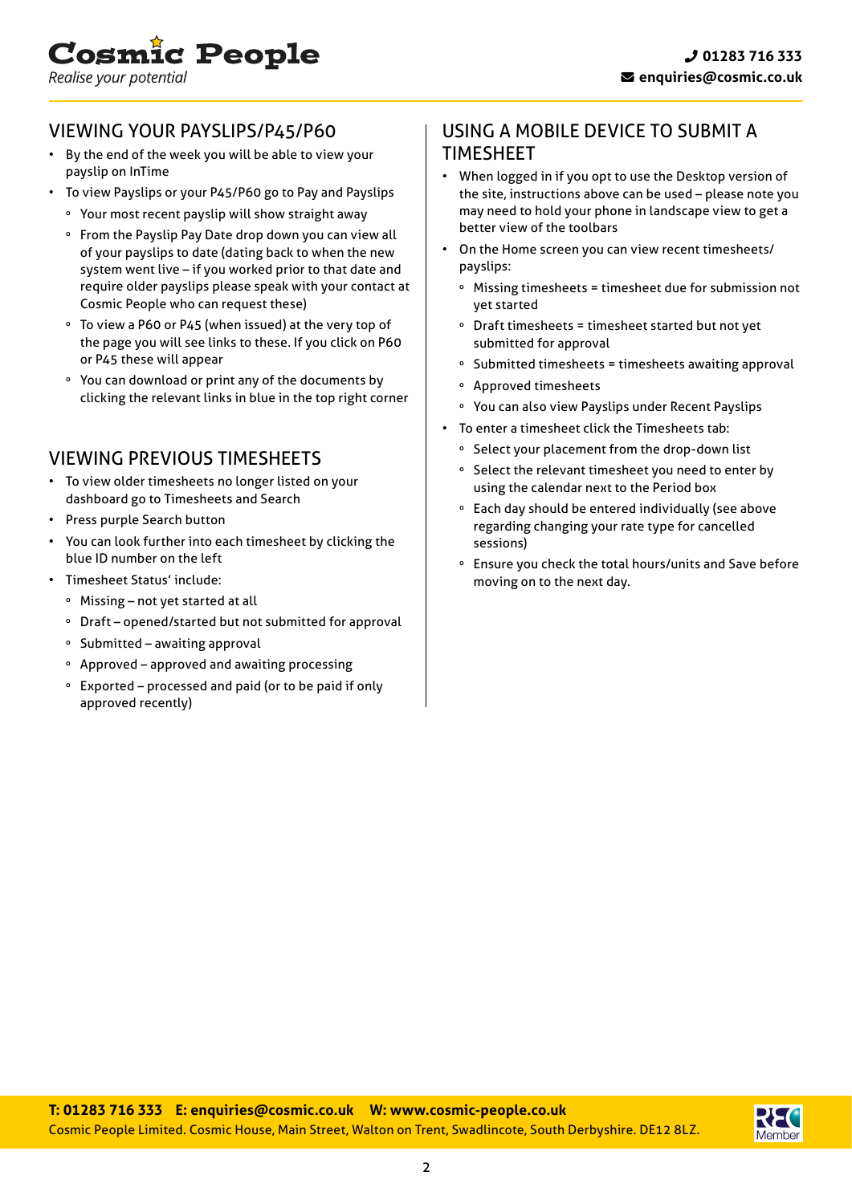## VIEWING YOUR PAYSLIPS/P45/P60

- By the end of the week you will be able to view your payslip on InTime
- To view Payslips or your P45/P60 go to Pay and Payslips
  - Your most recent payslip will show straight away
  - From the Payslip Pay Date drop down you can view all of your payslips to date (dating back to when the new system went live – if you worked prior to that date and require older payslips please speak with your contact at Cosmic People who can request these)
  - To view a P60 or P45 (when issued) at the very top of the page you will see links to these. If you click on P60 or P45 these will appear
  - You can download or print any of the documents by clicking the relevant links in blue in the top right corner

## VIEWING PREVIOUS TIMESHEETS

- To view older timesheets no longer listed on your dashboard go to Timesheets and Search
- Press purple Search button
- You can look further into each timesheet by clicking the blue ID number on the left
- Timesheet Status' include:
  - Missing – not yet started at all
  - Draft – opened/started but not submitted for approval
  - Submitted – awaiting approval
  - Approved – approved and awaiting processing
  - Exported – processed and paid (or to be paid if only approved recently)

## USING A MOBILE DEVICE TO SUBMIT A TIMESHEET

- When logged in if you opt to use the Desktop version of the site, instructions above can be used – please note you may need to hold your phone in landscape view to get a better view of the toolbars
- On the Home screen you can view recent timesheets/payslips:
  - Missing timesheets = timesheet due for submission not yet started
  - Draft timesheets = timesheet started but not yet submitted for approval
  - Submitted timesheets = timesheets awaiting approval
  - Approved timesheets
  - You can also view Payslips under Recent Payslips
- To enter a timesheet click the Timesheets tab:
  - Select your placement from the drop-down list
  - Select the relevant timesheet you need to enter by using the calendar next to the Period box
  - Each day should be entered individually (see above regarding changing your rate type for cancelled sessions)
  - Ensure you check the total hours/units and Save before moving on to the next day.